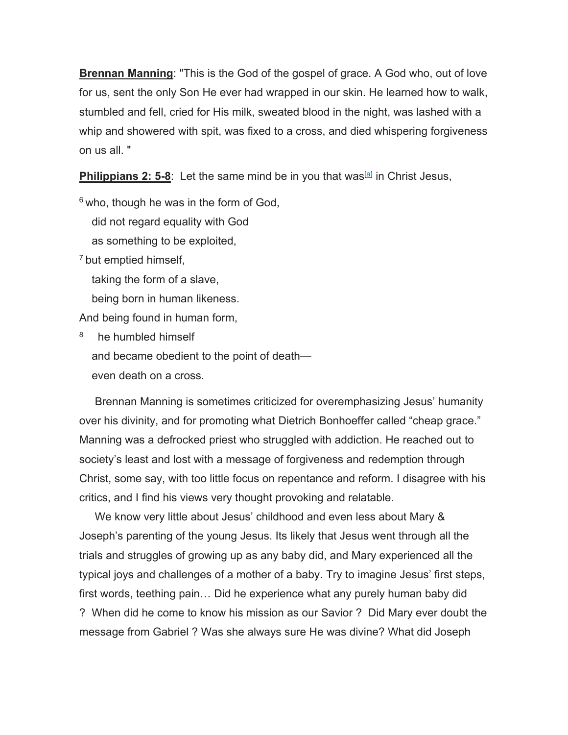**Brennan Manning**: "This is the God of the gospel of grace. A God who, out of love for us, sent the only Son He ever had wrapped in our skin. He learned how to walk, stumbled and fell, cried for His milk, sweated blood in the night, was lashed with a whip and showered with spit, was fixed to a cross, and died whispering forgiveness on us all. "

**Philippians 2: 5-8**: Let the same mind be in you that was[a] in Christ Jesus,

6 who, though he was in the form of God,
did not regard equality with God
as something to be exploited,
7 but emptied himself,
taking the form of a slave,
being born in human likeness.
And being found in human form,
8 he humbled himself
and became obedient to the point of death—
even death on a cross.

Brennan Manning is sometimes criticized for overemphasizing Jesus' humanity over his divinity, and for promoting what Dietrich Bonhoeffer called "cheap grace." Manning was a defrocked priest who struggled with addiction. He reached out to society's least and lost with a message of forgiveness and redemption through Christ, some say, with too little focus on repentance and reform. I disagree with his critics, and I find his views very thought provoking and relatable.

We know very little about Jesus' childhood and even less about Mary & Joseph's parenting of the young Jesus. Its likely that Jesus went through all the trials and struggles of growing up as any baby did, and Mary experienced all the typical joys and challenges of a mother of a baby. Try to imagine Jesus' first steps, first words, teething pain… Did he experience what any purely human baby did ? When did he come to know his mission as our Savior ? Did Mary ever doubt the message from Gabriel ? Was she always sure He was divine? What did Joseph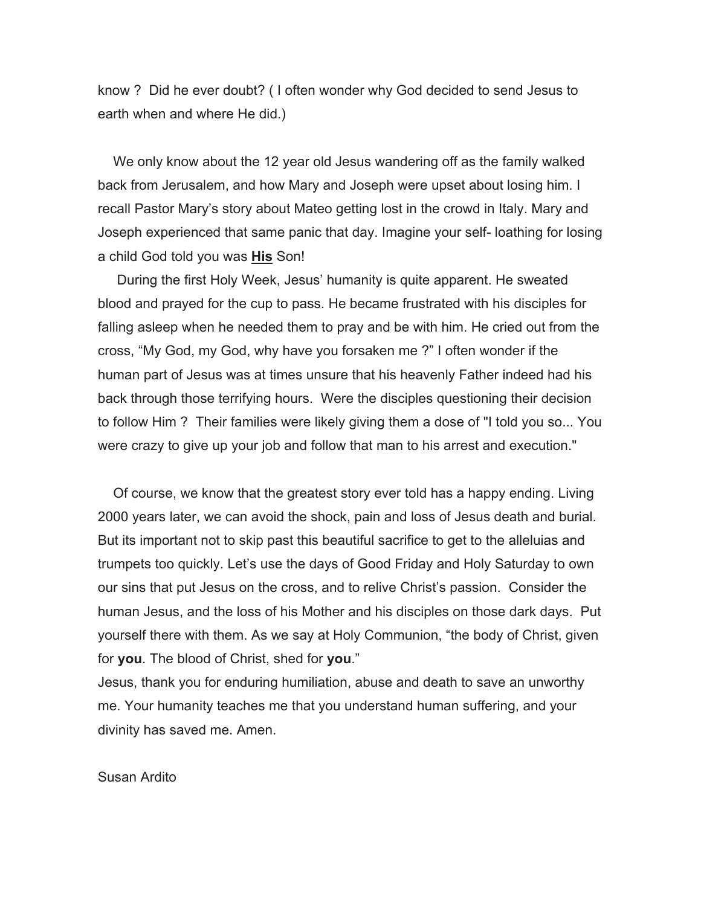know ? Did he ever doubt? ( I often wonder why God decided to send Jesus to earth when and where He did.)

We only know about the 12 year old Jesus wandering off as the family walked back from Jerusalem, and how Mary and Joseph were upset about losing him. I recall Pastor Mary's story about Mateo getting lost in the crowd in Italy. Mary and Joseph experienced that same panic that day. Imagine your self- loathing for losing a child God told you was **<u>His</u>** Son!

During the first Holy Week, Jesus' humanity is quite apparent. He sweated blood and prayed for the cup to pass. He became frustrated with his disciples for falling asleep when he needed them to pray and be with him. He cried out from the cross, "My God, my God, why have you forsaken me ?" I often wonder if the human part of Jesus was at times unsure that his heavenly Father indeed had his back through those terrifying hours. Were the disciples questioning their decision to follow Him ? Their families were likely giving them a dose of "I told you so... You were crazy to give up your job and follow that man to his arrest and execution."

Of course, we know that the greatest story ever told has a happy ending. Living 2000 years later, we can avoid the shock, pain and loss of Jesus death and burial. But its important not to skip past this beautiful sacrifice to get to the alleluias and trumpets too quickly. Let's use the days of Good Friday and Holy Saturday to own our sins that put Jesus on the cross, and to relive Christ's passion. Consider the human Jesus, and the loss of his Mother and his disciples on those dark days. Put yourself there with them. As we say at Holy Communion, "the body of Christ, given for **you**. The blood of Christ, shed for **you**."

Jesus, thank you for enduring humiliation, abuse and death to save an unworthy me. Your humanity teaches me that you understand human suffering, and your divinity has saved me. Amen.

Susan Ardito